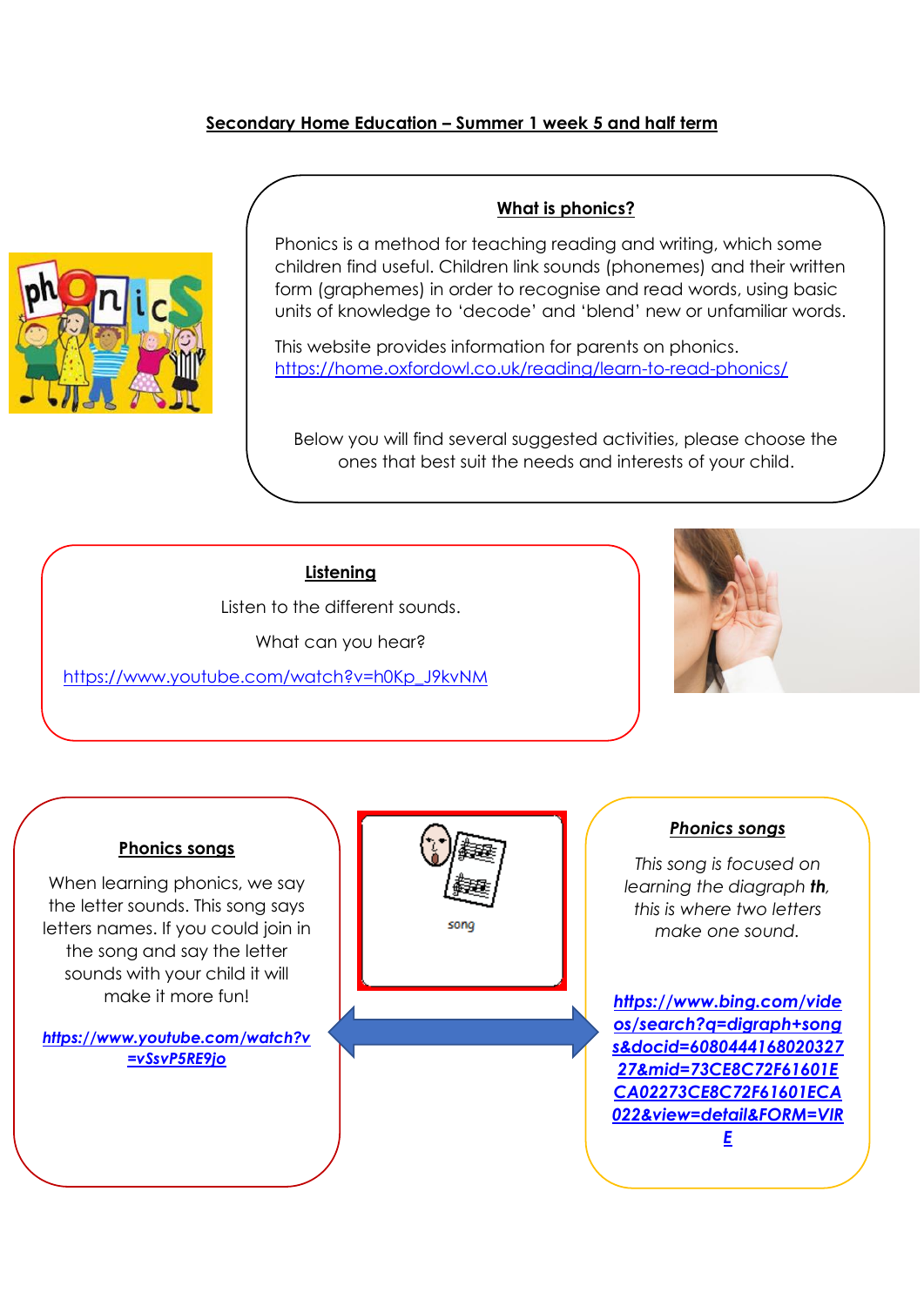## Secondary Home Education – Summer 1 week 5 and half term

### What is phonics?

Phonics is a method for teaching reading and writing, which some children find useful. Children link sounds (phonemes) and their written form (graphemes) in order to recognise and read words, using basic units of knowledge to 'decode' and 'blend' new or unfamiliar words.

This website provides information for parents on phonics.
https://home.oxfordowl.co.uk/reading/learn-to-read-phonics/

Below you will find several suggested activities, please choose the ones that best suit the needs and interests of your child.

### Listening

Listen to the different sounds.

What can you hear?

https://www.youtube.com/watch?v=h0Kp_J9kvNM

### Phonics songs

When learning phonics, we say the letter sounds. This song says letters names. If you could join in the song and say the letter sounds with your child it will make it more fun!

***https://www.youtube.com/watch?v=vSsvP5RE9jo***

song

### *Phonics songs*

*This song is focused on learning the diagraph **th**, this is where two letters make one sound.*

***https://www.bing.com/videos/search?q=digraph+songs&docid=608044416802032727&mid=73CE8C72F61601ECA02273CE8C72F61601ECA022&view=detail&FORM=VIRE***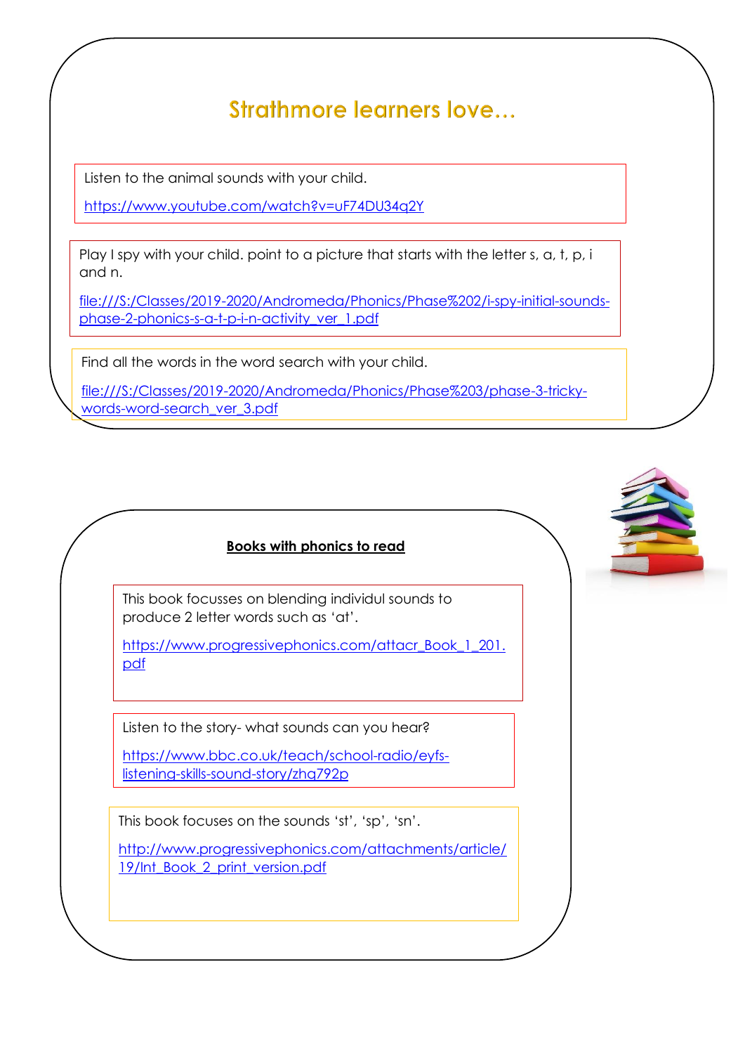# Strathmore learners love…

Listen to the animal sounds with your child.

https://www.youtube.com/watch?v=uF74DU34q2Y

Play I spy with your child. point to a picture that starts with the letter s, a, t, p, i and n.

file:///S:/Classes/2019-2020/Andromeda/Phonics/Phase%202/i-spy-initial-sounds-phase-2-phonics-s-a-t-p-i-n-activity_ver_1.pdf

Find all the words in the word search with your child.

file:///S:/Classes/2019-2020/Andromeda/Phonics/Phase%203/phase-3-tricky-words-word-search_ver_3.pdf

**Books with phonics to read**

This book focusses on blending individul sounds to produce 2 letter words such as 'at'.

https://www.progressivephonics.com/attacr_Book_1_201.pdf

Listen to the story- what sounds can you hear?

https://www.bbc.co.uk/teach/school-radio/eyfs-listening-skills-sound-story/zhq792p

This book focuses on the sounds 'st', 'sp', 'sn'.

http://www.progressivephonics.com/attachments/article/19/Int_Book_2_print_version.pdf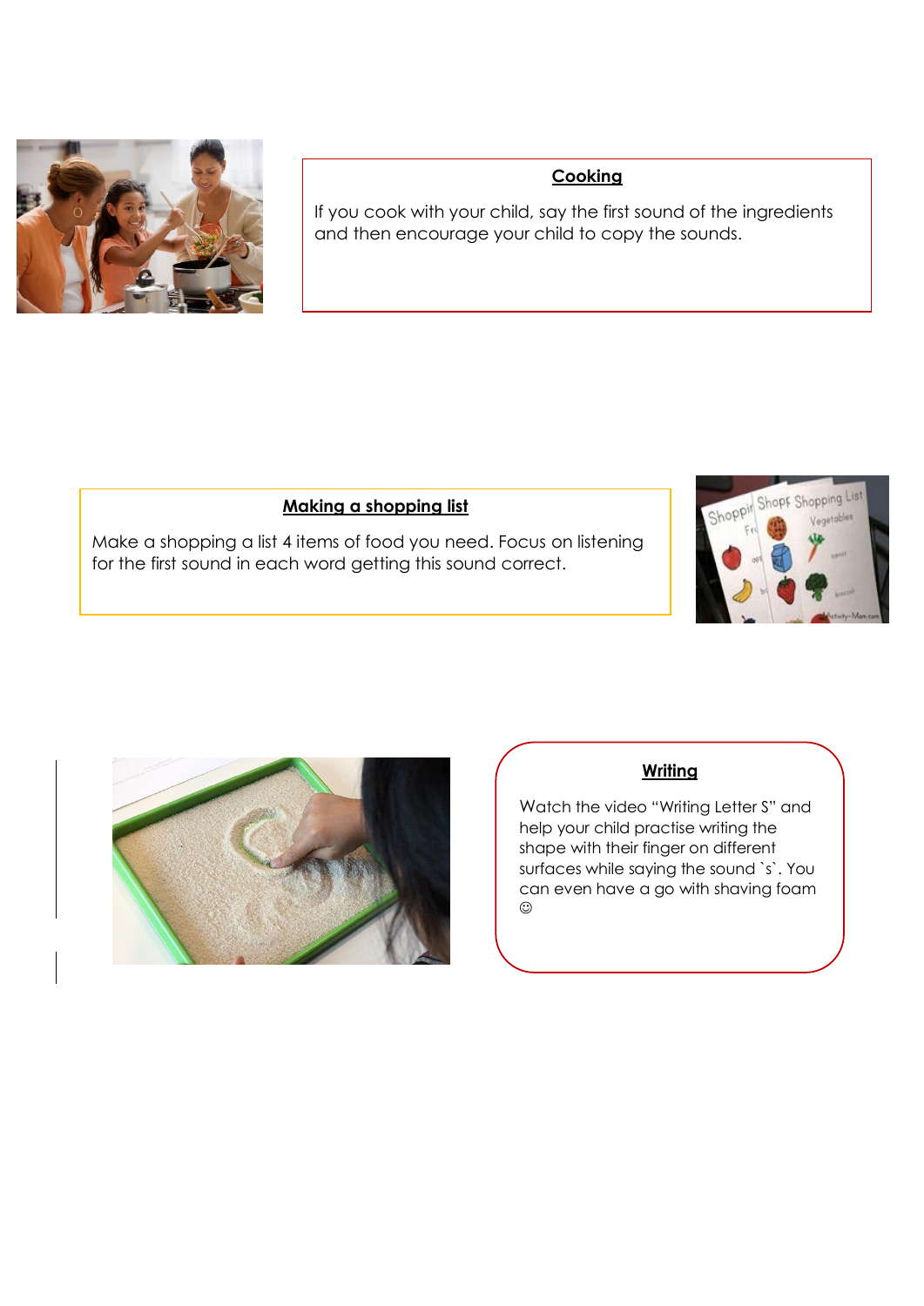## Cooking

If you cook with your child, say the first sound of the ingredients and then encourage your child to copy the sounds.

## Making a shopping list

Make a shopping a list 4 items of food you need. Focus on listening for the first sound in each word getting this sound correct.

## Writing

Watch the video "Writing Letter S" and help your child practise writing the shape with their finger on different surfaces while saying the sound `s`. You can even have a go with shaving foam ☺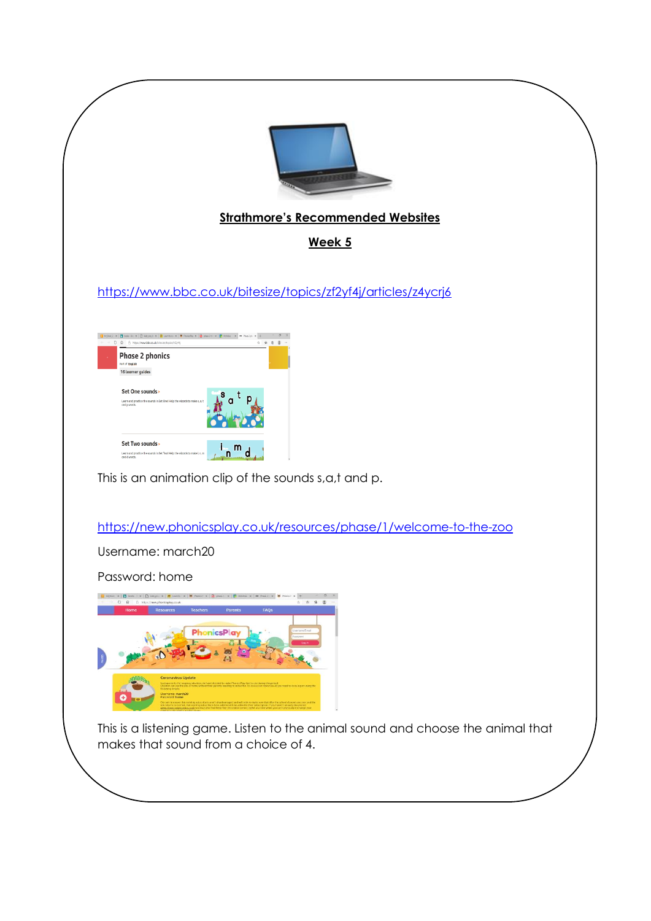**Strathmore's Recommended Websites**

**Week 5**

https://www.bbc.co.uk/bitesize/topics/zf2yf4j/articles/z4ycrj6

This is an animation clip of the sounds s,a,t and p.

https://new.phonicsplay.co.uk/resources/phase/1/welcome-to-the-zoo

Username: march20

Password: home

This is a listening game. Listen to the animal sound and choose the animal that makes that sound from a choice of 4.